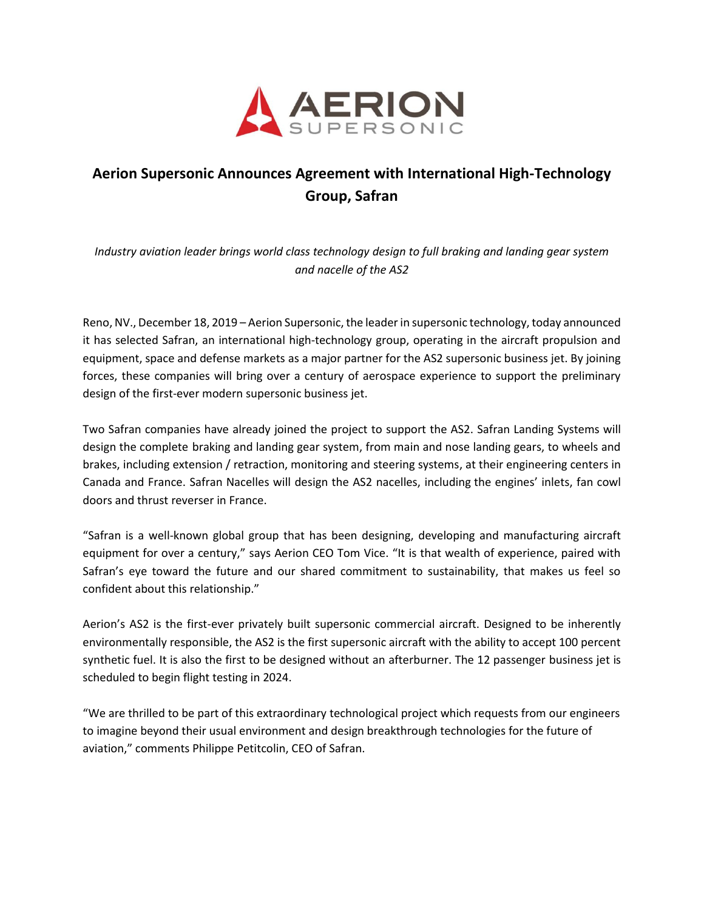AERION SUPERSONIC

# Aerion Supersonic Announces Agreement with International High-Technology Group, Safran

*Industry aviation leader brings world class technology design to full braking and landing gear system and nacelle of the AS2*

Reno, NV., December 18, 2019 – Aerion Supersonic, the leader in supersonic technology, today announced it has selected Safran, an international high-technology group, operating in the aircraft propulsion and equipment, space and defense markets as a major partner for the AS2 supersonic business jet. By joining forces, these companies will bring over a century of aerospace experience to support the preliminary design of the first-ever modern supersonic business jet.

Two Safran companies have already joined the project to support the AS2. Safran Landing Systems will design the complete braking and landing gear system, from main and nose landing gears, to wheels and brakes, including extension / retraction, monitoring and steering systems, at their engineering centers in Canada and France. Safran Nacelles will design the AS2 nacelles, including the engines' inlets, fan cowl doors and thrust reverser in France.

"Safran is a well-known global group that has been designing, developing and manufacturing aircraft equipment for over a century," says Aerion CEO Tom Vice. "It is that wealth of experience, paired with Safran's eye toward the future and our shared commitment to sustainability, that makes us feel so confident about this relationship."

Aerion's AS2 is the first-ever privately built supersonic commercial aircraft. Designed to be inherently environmentally responsible, the AS2 is the first supersonic aircraft with the ability to accept 100 percent synthetic fuel. It is also the first to be designed without an afterburner. The 12 passenger business jet is scheduled to begin flight testing in 2024.

"We are thrilled to be part of this extraordinary technological project which requests from our engineers to imagine beyond their usual environment and design breakthrough technologies for the future of aviation," comments Philippe Petitcolin, CEO of Safran.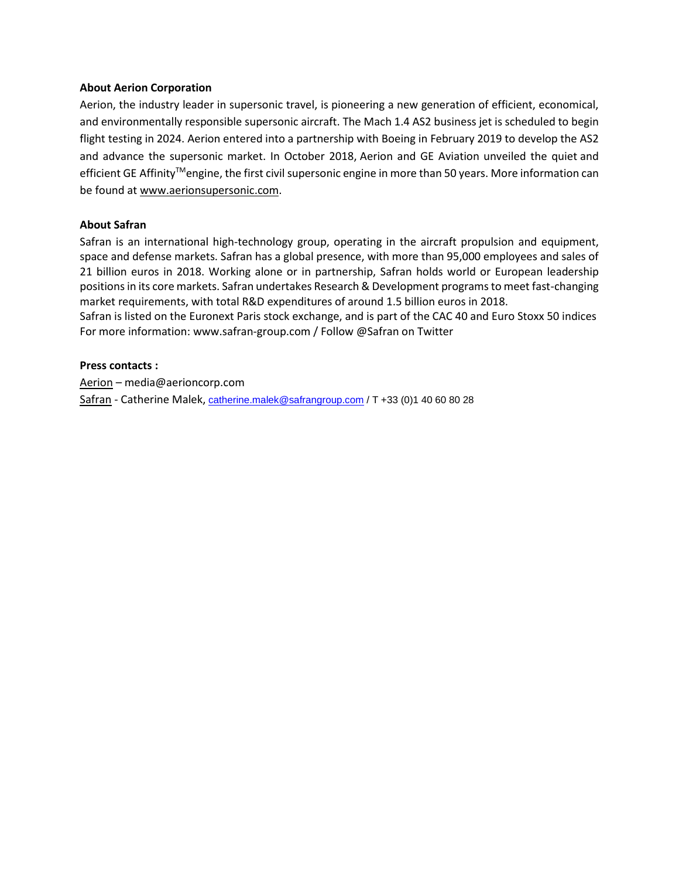**About Aerion Corporation**

Aerion, the industry leader in supersonic travel, is pioneering a new generation of efficient, economical, and environmentally responsible supersonic aircraft. The Mach 1.4 AS2 business jet is scheduled to begin flight testing in 2024. Aerion entered into a partnership with Boeing in February 2019 to develop the AS2 and advance the supersonic market. In October 2018, Aerion and GE Aviation unveiled the quiet and efficient GE Affinity™engine, the first civil supersonic engine in more than 50 years. More information can be found at www.aerionsupersonic.com.

**About Safran**

Safran is an international high-technology group, operating in the aircraft propulsion and equipment, space and defense markets. Safran has a global presence, with more than 95,000 employees and sales of 21 billion euros in 2018. Working alone or in partnership, Safran holds world or European leadership positions in its core markets. Safran undertakes Research & Development programs to meet fast-changing market requirements, with total R&D expenditures of around 1.5 billion euros in 2018.
Safran is listed on the Euronext Paris stock exchange, and is part of the CAC 40 and Euro Stoxx 50 indices
For more information: www.safran-group.com / Follow @Safran on Twitter

**Press contacts :**

Aerion – media@aerioncorp.com
Safran - Catherine Malek, catherine.malek@safrangroup.com / T +33 (0)1 40 60 80 28